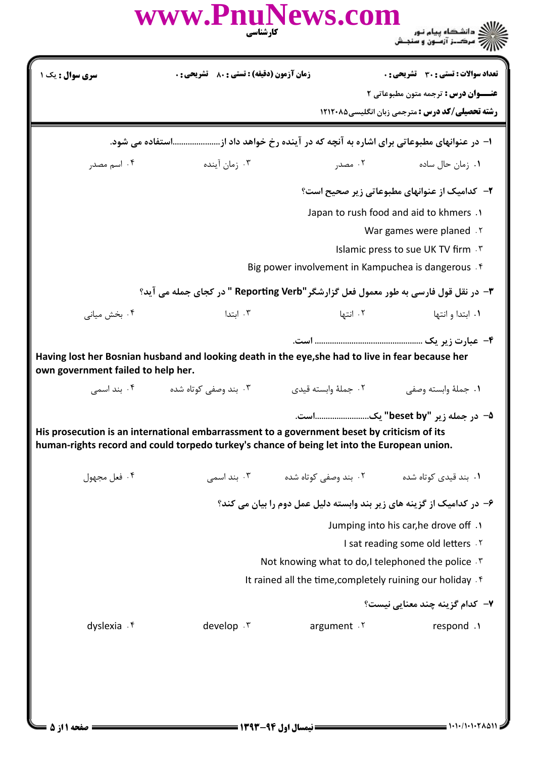www.PnuNews.com

کارشناسی

دانشگاه پیام نور
مرکز آزمون و سنجش

**سری سوال :** یک ۱

**زمان آزمون (دقیقه) : تستی :** ۸۰ **تشریحی :** ۰

**تعداد سوالات : تستی :** ۳۰ **تشریحی :** ۰

**عنـــوان درس :** ترجمه متون مطبوعاتی ۲

**رشته تحصیلی/کد درس :** مترجمی زبان انگلیسی۱۲۱۲۰۸۵

**۱- در عنوانهای مطبوعاتی برای اشاره به آنچه که در آینده رخ خواهد داد از.......................استفاده می شود.**

۱. زمان حال ساده
۲. مصدر
۳. زمان آینده
۴. اسم مصدر

**۲- کدامیک از عنوانهای مطبوعاتی زیر صحیح است؟**

۱. Japan to rush food and aid to khmers
۲. War games were planed
۳. Islamic press to sue UK TV firm
۴. Big power involvement in Kampuchea is dangerous

**۳- در نقل قول فارسی به طور معمول فعل گزارشگر" Reporting Verb" در کجای جمله می آید؟**

۱. ابتدا و انتها
۲. انتها
۳. ابتدا
۴. بخش میانی

**۴- عبارت زیر یک ................................................ است.**

**Having lost her Bosnian husband and looking death in the eye,she had to live in fear because her own government failed to help her.**

۱. جملهٔ وابسته وصفی
۲. جملهٔ وابسته قیدی
۳. بند وصفی کوتاه شده
۴. بند اسمی

**۵- در جمله زیر "beset by" یک.......................است.**

**His prosecution is an international embarrassment to a government beset by criticism of its human-rights record and could torpedo turkey's chance of being let into the European union.**

۱. بند قیدی کوتاه شده
۲. بند وصفی کوتاه شده
۳. بند اسمی
۴. فعل مجهول

**۶- در کدامیک از گزینه های زیر بند وابسته دلیل عمل دوم را بیان می کند؟**

۱. Jumping into his car,he drove off
۲. I sat reading some old letters
۳. Not knowing what to do,I telephoned the police
۴. It rained all the time,completely ruining our holiday

**۷- کدام گزینه چند معنایی نیست؟**

۱. respond
۲. argument
۳. develop
۴. dyslexia

نیمسال اول ۹۴-۱۳۹۳

۱۰۱۰/۱۰۱۰۲۸۵۱۱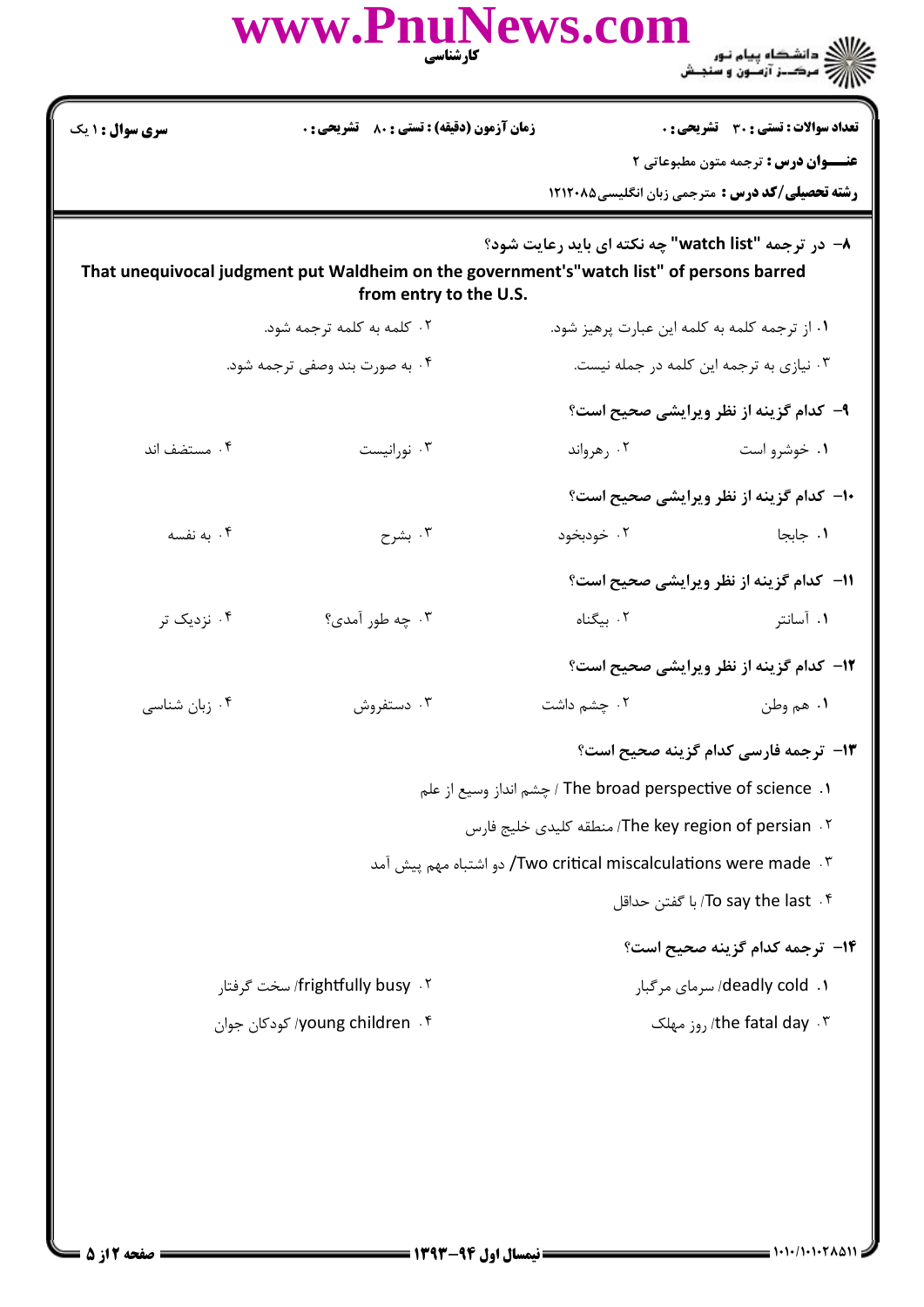۸- در ترجمه "watch list" چه نکته ای باید رعایت شود؟

That unequivocal judgment put Waldheim on the government's"watch list" of persons barred from entry to the U.S.

۱. از ترجمه کلمه به کلمه این عبارت پرهیز شود.

۲. کلمه به کلمه ترجمه شود.

۳. نیازی به ترجمه این کلمه در جمله نیست.

۴. به صورت بند وصفی ترجمه شود.

۹- کدام گزینه از نظر ویرایشی صحیح است؟

۱. خوشرو است

۲. رهرواند

۳. نورانیست

۴. مستضف اند

۱۰- کدام گزینه از نظر ویرایشی صحیح است؟

۱. جابجا

۲. خودبخود

۳. بشرح

۴. به نفسه

۱۱- کدام گزینه از نظر ویرایشی صحیح است؟

۱. آسانتر

۲. بیگناه

۳. چه طور آمدی؟

۴. نزدیک تر

۱۲- کدام گزینه از نظر ویرایشی صحیح است؟

۱. هم وطن

۲. چشم داشت

۳. دستفروش

۴. زبان شناسی

۱۳- ترجمه فارسی کدام گزینه صحیح است؟

۱. The broad perspective of science / چشم انداز وسیع از علم

۲. The key region of persian/ منطقه کلیدی خلیج فارس

۳. Two critical miscalculations were made/ دو اشتباه مهم پیش آمد

۴. To say the last/ با گفتن حداقل

۱۴- ترجمه کدام گزینه صحیح است؟

۱. deadly cold/ سرمای مرگبار

۲. frightfully busy/ سخت گرفتار

۳. the fatal day/ روز مهلک

۴. young children/ کودکان جوان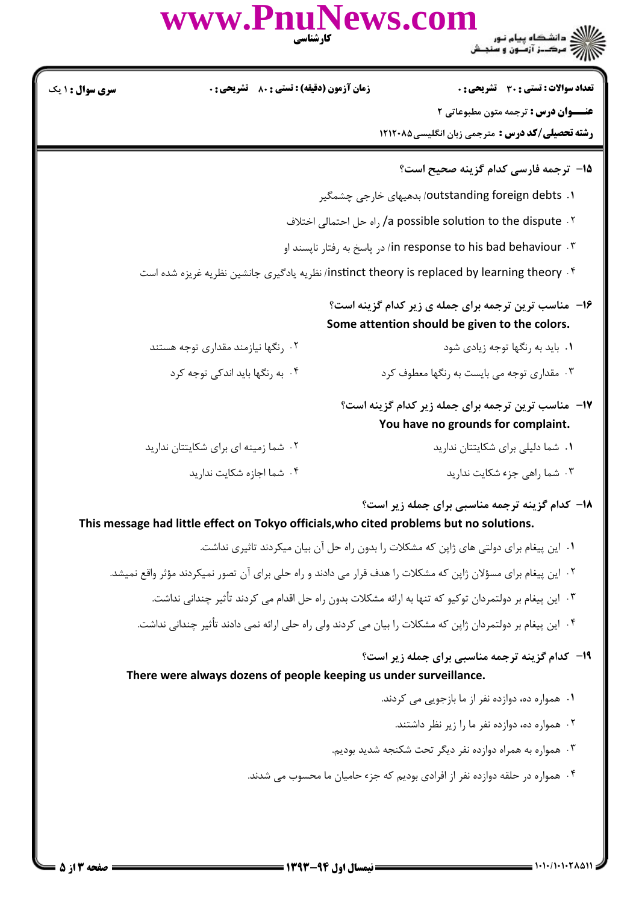**تعداد سوالات : تستی : ۳۰ تشریحی : ۰** | **زمان آزمون (دقیقه) : تستی : ۸۰ تشریحی : ۰** | **سری سوال : ۱ یک**

**عنـــوان درس :** ترجمه متون مطبوعاتی ۲

**رشته تحصیلی/کد درس :** مترجمی زبان انگلیسی ۱۲۱۲۰۸۵

**۱۵- ترجمه فارسی کدام گزینه صحیح است؟**

۱. outstanding foreign debts/ بدهیهای خارجی چشمگیر

۲. a possible solution to the dispute/ راه حل احتمالی اختلاف

۳. in response to his bad behaviour/ در پاسخ به رفتار ناپسند او

۴. instinct theory is replaced by learning theory/ نظریه یادگیری جانشین نظریه غریزه شده است

**۱۶- مناسب ترین ترجمه برای جمله ی زیر کدام گزینه است؟**

**Some attention should be given to the colors.**

۱. باید به رنگها توجه زیادی شود

۲. رنگها نیازمند مقداری توجه هستند

۳. مقداری توجه می بایست به رنگها معطوف کرد

۴. به رنگها باید اندکی توجه کرد

**۱۷- مناسب ترین ترجمه برای جمله زیر کدام گزینه است؟**

**You have no grounds for complaint.**

۱. شما دلیلی برای شکایتتان ندارید

۲. شما زمینه ای برای شکایتتان ندارید

۳. شما راهی جزء شکایت ندارید

۴. شما اجازه شکایت ندارید

**۱۸- کدام گزینه ترجمه مناسبی برای جمله زیر است؟**

**This message had little effect on Tokyo officials,who cited problems but no solutions.**

۱. این پیغام برای دولتی های ژاپن که مشکلات را بدون راه حل آن بیان میکردند تاثیری نداشت.

۲. این پیغام برای مسؤلان ژاپن که مشکلات را هدف قرار می دادند و راه حلی برای آن تصور نمیکردند مؤثر واقع نمیشد.

۳. این پیغام بر دولتمردان توکیو که تنها به ارائه مشکلات بدون راه حل اقدام می کردند تأثیر چندانی نداشت.

۴. این پیغام بر دولتمردان ژاپن که مشکلات را بیان می کردند ولی راه حلی ارائه نمی دادند تأثیر چندانی نداشت.

**۱۹- کدام گزینه ترجمه مناسبی برای جمله زیر است؟**

**There were always dozens of people keeping us under surveillance.**

۱. همواره ده، دوازده نفر از ما بازجویی می کردند.

۲. همواره ده، دوازده نفر ما را زیر نظر داشتند.

۳. همواره به همراه دوازده نفر دیگر تحت شکنجه شدید بودیم.

۴. همواره در حلقه دوازده نفر از افرادی بودیم که جزء حامیان ما محسوب می شدند.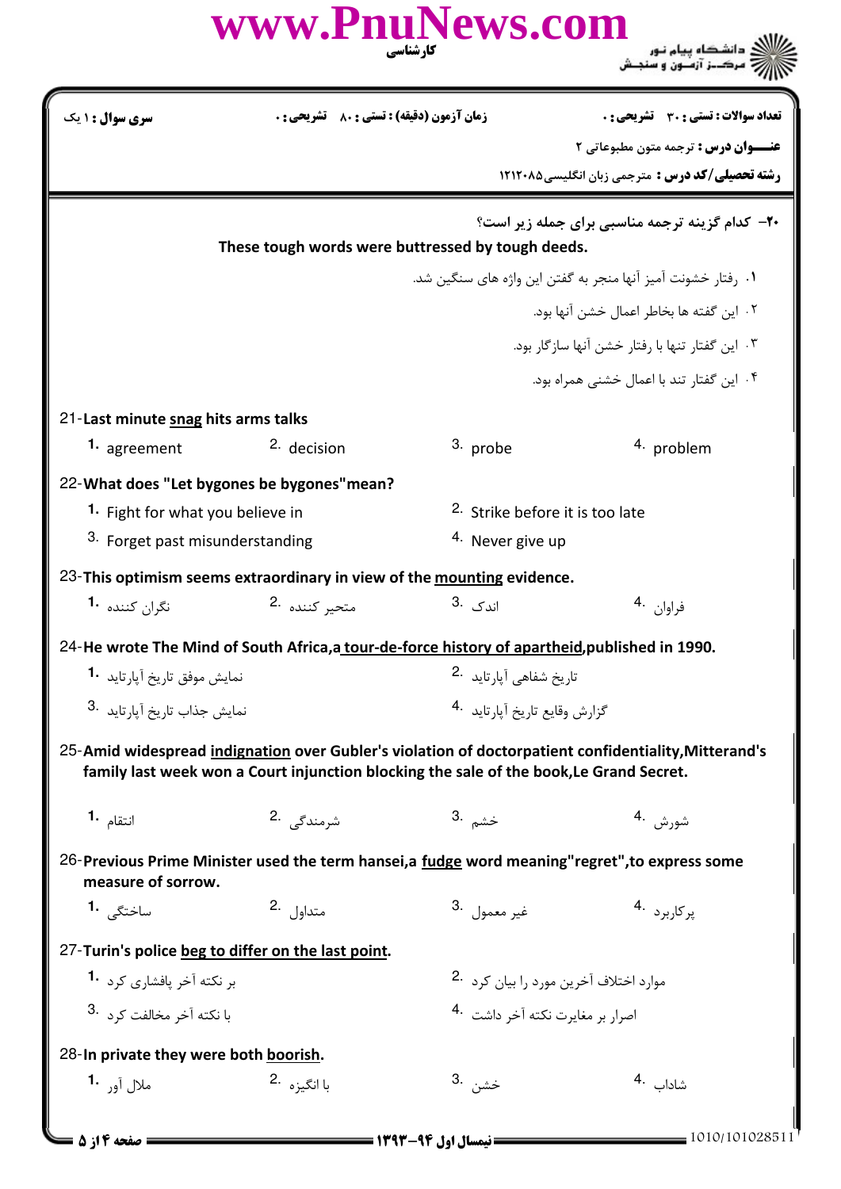**۲۰- کدام گزینه ترجمه مناسبی برای جمله زیر است؟**

**These tough words were buttressed by tough deeds.**

۱. رفتار خشونت آمیز آنها منجر به گفتن این واژه های سنگین شد.

۲. این گفته ها بخاطر اعمال خشن آنها بود.

۳. این گفتار تنها با رفتار خشن آنها سازگار بود.

۴. این گفتار تند با اعمال خشنی همراه بود.

21-**Last minute snag hits arms talks**

1. agreement
2. decision
3. probe
4. problem

22-**What does "Let bygones be bygones"mean?**

1. Fight for what you believe in
2. Strike before it is too late
3. Forget past misunderstanding
4. Never give up

23-**This optimism seems extraordinary in view of the mounting evidence.**

1. نگران کننده
2. متحیر کننده
3. اندک
4. فراوان

24-**He wrote The Mind of South Africa,a tour-de-force history of apartheid,published in 1990.**

1. نمایش موفق تاریخ آپارتاید
2. تاریخ شفاهی آپارتاید
3. نمایش جذاب تاریخ آپارتاید
4. گزارش وقایع تاریخ آپارتاید

25-**Amid widespread indignation over Gubler's violation of doctorpatient confidentiality,Mitterand's family last week won a Court injunction blocking the sale of the book,Le Grand Secret.**

1. انتقام
2. شرمندگی
3. خشم
4. شورش

26-**Previous Prime Minister used the term hansei,a fudge word meaning"regret",to express some measure of sorrow.**

1. ساختگی
2. متداول
3. غیر معمول
4. پرکاربرد

27-**Turin's police beg to differ on the last point.**

1. بر نکته آخر پافشاری کرد
2. موارد اختلاف آخرین مورد را بیان کرد
3. با نکته آخر مخالفت کرد
4. اصرار بر مغایرت نکته آخر داشت

28-**In private they were both boorish.**

1. ملال آور
2. با انگیزه
3. خشن
4. شاداب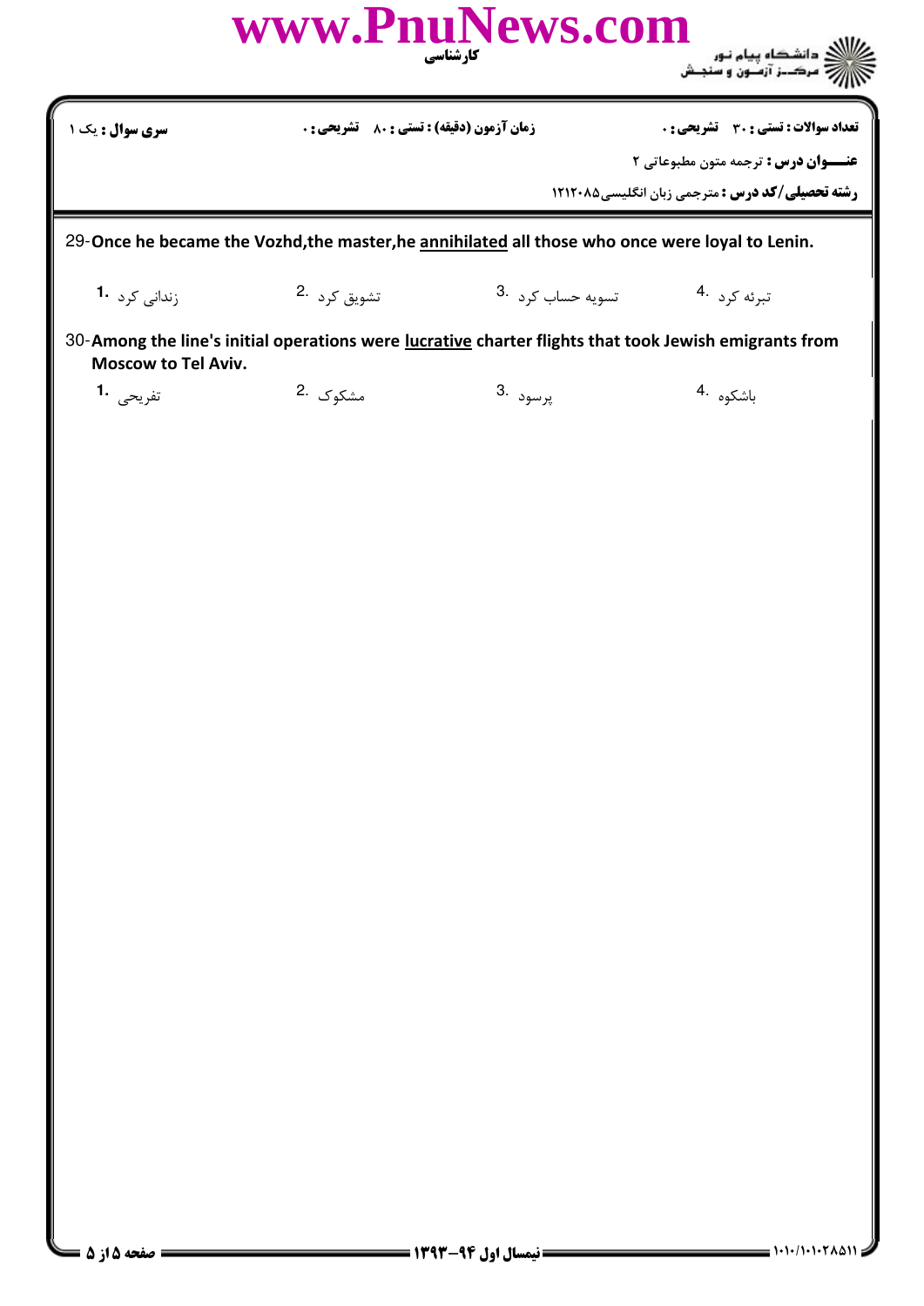29-**Once he became the Vozhd,the master,he <u>annihilated</u> all those who once were loyal to Lenin.**

1. زندانی کرد
2. تشویق کرد
3. تسویه حساب کرد
4. تبرئه کرد

30-**Among the line's initial operations were <u>lucrative</u> charter flights that took Jewish emigrants from Moscow to Tel Aviv.**

1. تفریحی
2. مشکوک
3. پرسود
4. باشکوه